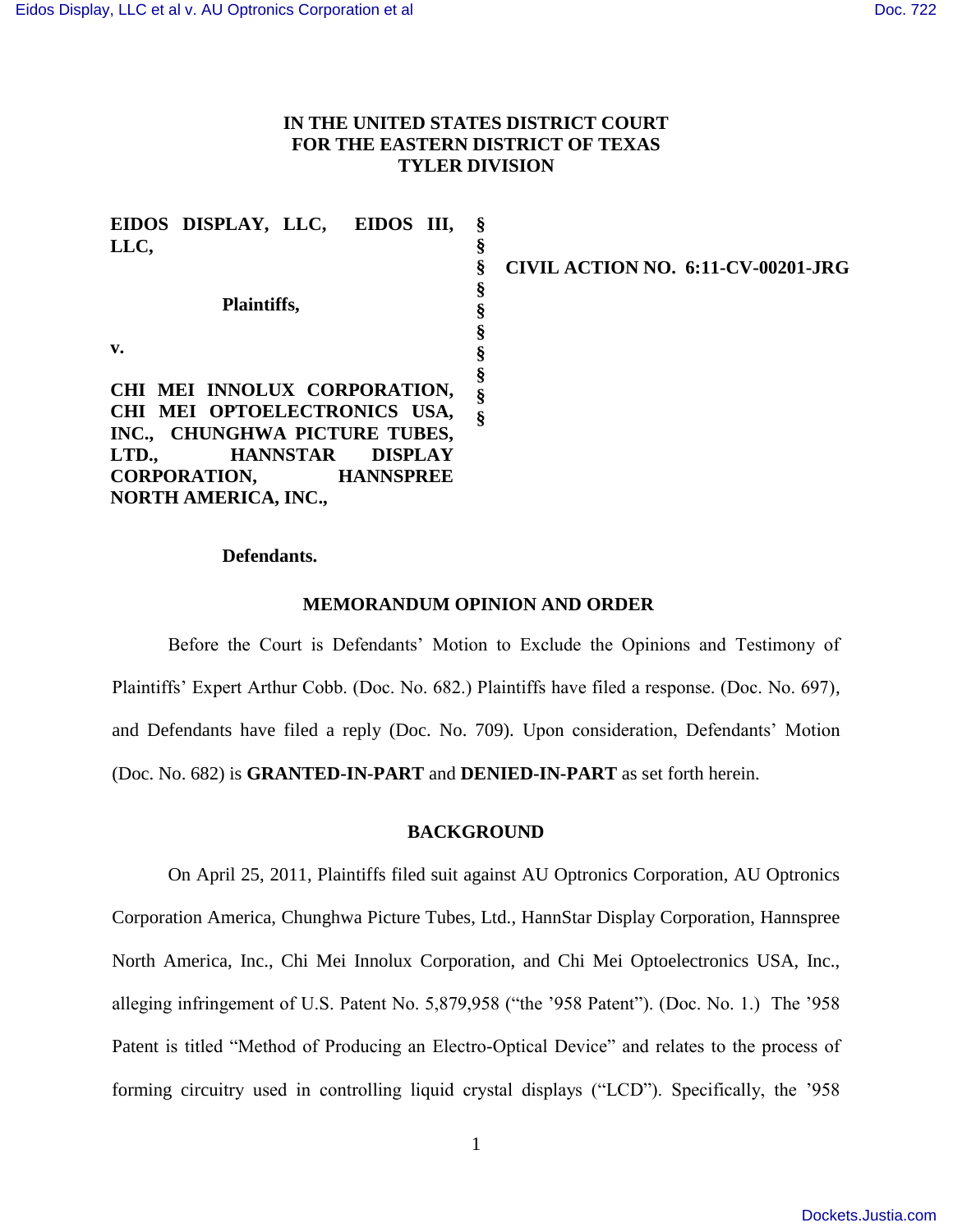# IN THE UNITED STATES DISTRICT COURT FOR THE EASTERN DISTRICT OF TEXAS TYLER DIVISION

| | | |
|---|---|---|
| **EIDOS DISPLAY, LLC, EIDOS III, LLC,** | § | |
| | § | **CIVIL ACTION NO. 6:11-CV-00201-JRG** |
| **Plaintiffs,** | § | |
| | § | |
| **v.** | § | |
| | § | |
| **CHI MEI INNOLUX CORPORATION, CHI MEI OPTOELECTRONICS USA, INC., CHUNGHWA PICTURE TUBES, LTD., HANNSTAR DISPLAY CORPORATION, HANNSPREE NORTH AMERICA, INC.,** | § | |
| | § | |
| **Defendants.** | | |

## MEMORANDUM OPINION AND ORDER

Before the Court is Defendants' Motion to Exclude the Opinions and Testimony of Plaintiffs' Expert Arthur Cobb. (Doc. No. 682.) Plaintiffs have filed a response. (Doc. No. 697), and Defendants have filed a reply (Doc. No. 709). Upon consideration, Defendants' Motion (Doc. No. 682) is **GRANTED-IN-PART** and **DENIED-IN-PART** as set forth herein.

## BACKGROUND

On April 25, 2011, Plaintiffs filed suit against AU Optronics Corporation, AU Optronics Corporation America, Chunghwa Picture Tubes, Ltd., HannStar Display Corporation, Hannspree North America, Inc., Chi Mei Innolux Corporation, and Chi Mei Optoelectronics USA, Inc., alleging infringement of U.S. Patent No. 5,879,958 ("the '958 Patent"). (Doc. No. 1.) The '958 Patent is titled "Method of Producing an Electro-Optical Device" and relates to the process of forming circuitry used in controlling liquid crystal displays ("LCD"). Specifically, the '958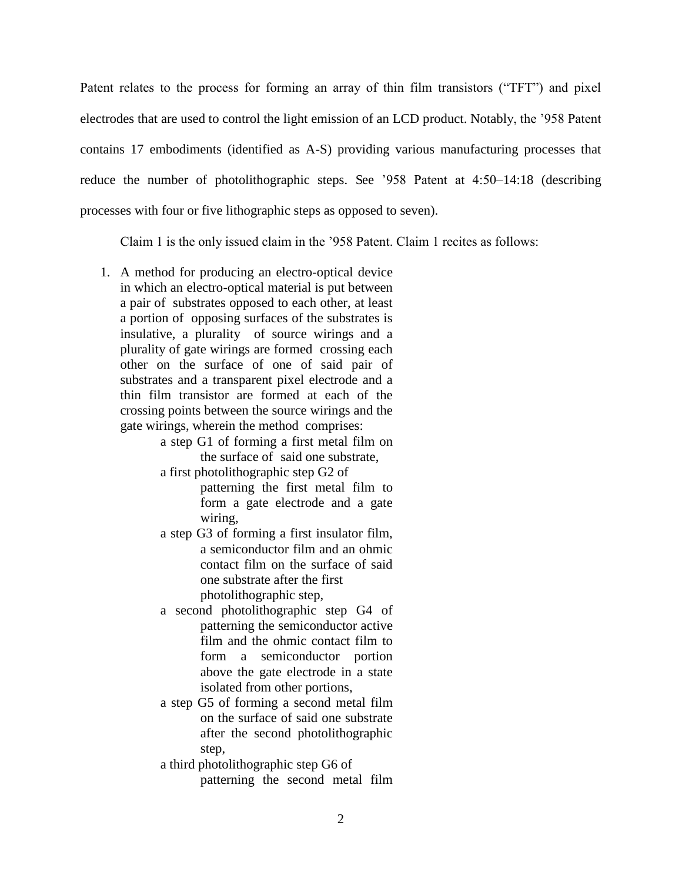Patent relates to the process for forming an array of thin film transistors ("TFT") and pixel electrodes that are used to control the light emission of an LCD product. Notably, the '958 Patent contains 17 embodiments (identified as A-S) providing various manufacturing processes that reduce the number of photolithographic steps. See '958 Patent at 4:50–14:18 (describing processes with four or five lithographic steps as opposed to seven).

Claim 1 is the only issued claim in the '958 Patent. Claim 1 recites as follows:

1. A method for producing an electro-optical device in which an electro-optical material is put between a pair of substrates opposed to each other, at least a portion of opposing surfaces of the substrates is insulative, a plurality of source wirings and a plurality of gate wirings are formed crossing each other on the surface of one of said pair of substrates and a transparent pixel electrode and a thin film transistor are formed at each of the crossing points between the source wirings and the gate wirings, wherein the method comprises:

   a step G1 of forming a first metal film on the surface of said one substrate,

   a first photolithographic step G2 of patterning the first metal film to form a gate electrode and a gate wiring,

   a step G3 of forming a first insulator film, a semiconductor film and an ohmic contact film on the surface of said one substrate after the first photolithographic step,

   a second photolithographic step G4 of patterning the semiconductor active film and the ohmic contact film to form a semiconductor portion above the gate electrode in a state isolated from other portions,

   a step G5 of forming a second metal film on the surface of said one substrate after the second photolithographic step,

   a third photolithographic step G6 of patterning the second metal film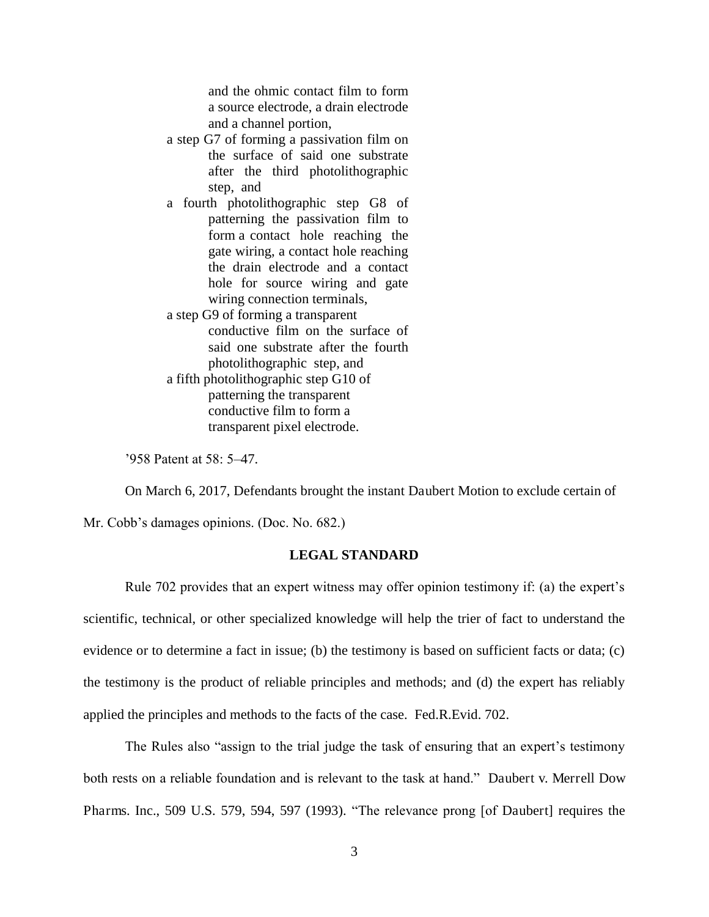and the ohmic contact film to form a source electrode, a drain electrode and a channel portion,

a step G7 of forming a passivation film on the surface of said one substrate after the third photolithographic step, and

a fourth photolithographic step G8 of patterning the passivation film to form a contact hole reaching the gate wiring, a contact hole reaching the drain electrode and a contact hole for source wiring and gate wiring connection terminals,

a step G9 of forming a transparent conductive film on the surface of said one substrate after the fourth photolithographic step, and

a fifth photolithographic step G10 of patterning the transparent conductive film to form a transparent pixel electrode.

'958 Patent at 58: 5–47.

On March 6, 2017, Defendants brought the instant Daubert Motion to exclude certain of Mr. Cobb's damages opinions. (Doc. No. 682.)

## LEGAL STANDARD

Rule 702 provides that an expert witness may offer opinion testimony if: (a) the expert's scientific, technical, or other specialized knowledge will help the trier of fact to understand the evidence or to determine a fact in issue; (b) the testimony is based on sufficient facts or data; (c) the testimony is the product of reliable principles and methods; and (d) the expert has reliably applied the principles and methods to the facts of the case. Fed.R.Evid. 702.

The Rules also "assign to the trial judge the task of ensuring that an expert's testimony both rests on a reliable foundation and is relevant to the task at hand." Daubert v. Merrell Dow Pharms. Inc., 509 U.S. 579, 594, 597 (1993). "The relevance prong [of Daubert] requires the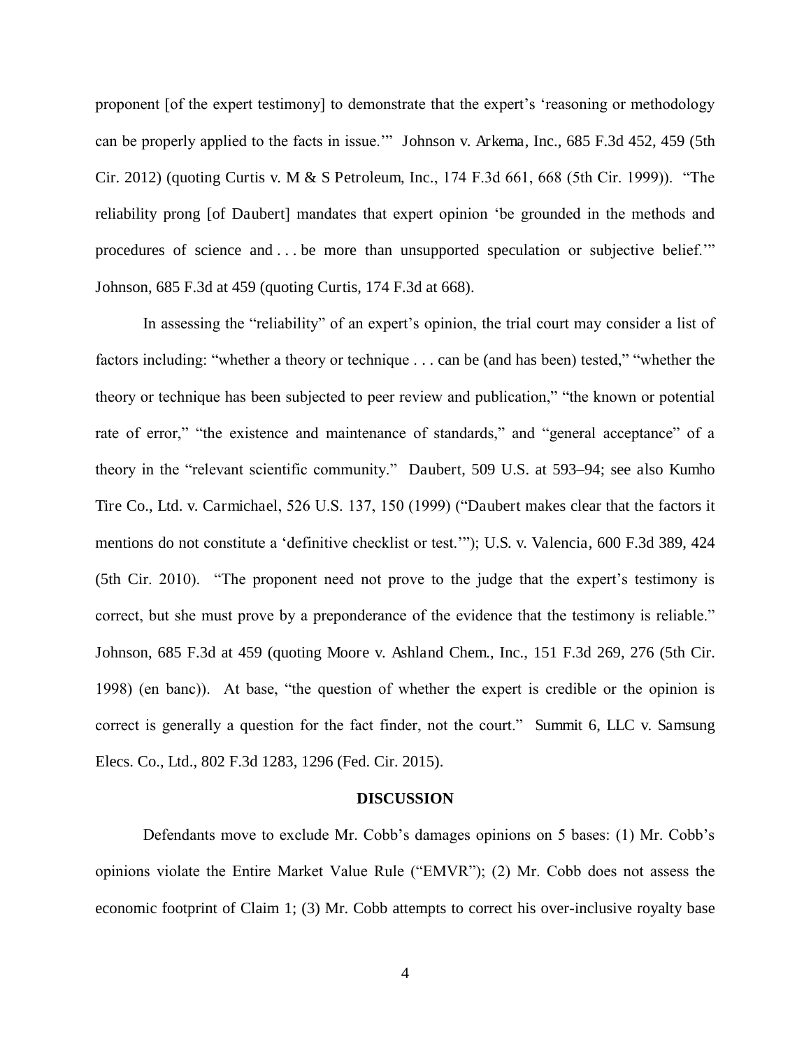proponent [of the expert testimony] to demonstrate that the expert's 'reasoning or methodology can be properly applied to the facts in issue.'" Johnson v. Arkema, Inc., 685 F.3d 452, 459 (5th Cir. 2012) (quoting Curtis v. M & S Petroleum, Inc., 174 F.3d 661, 668 (5th Cir. 1999)). "The reliability prong [of Daubert] mandates that expert opinion 'be grounded in the methods and procedures of science and . . . be more than unsupported speculation or subjective belief.'" Johnson, 685 F.3d at 459 (quoting Curtis, 174 F.3d at 668).

In assessing the "reliability" of an expert's opinion, the trial court may consider a list of factors including: "whether a theory or technique . . . can be (and has been) tested," "whether the theory or technique has been subjected to peer review and publication," "the known or potential rate of error," "the existence and maintenance of standards," and "general acceptance" of a theory in the "relevant scientific community." Daubert, 509 U.S. at 593–94; see also Kumho Tire Co., Ltd. v. Carmichael, 526 U.S. 137, 150 (1999) ("Daubert makes clear that the factors it mentions do not constitute a 'definitive checklist or test.'"); U.S. v. Valencia, 600 F.3d 389, 424 (5th Cir. 2010). "The proponent need not prove to the judge that the expert's testimony is correct, but she must prove by a preponderance of the evidence that the testimony is reliable." Johnson, 685 F.3d at 459 (quoting Moore v. Ashland Chem., Inc., 151 F.3d 269, 276 (5th Cir. 1998) (en banc)). At base, "the question of whether the expert is credible or the opinion is correct is generally a question for the fact finder, not the court." Summit 6, LLC v. Samsung Elecs. Co., Ltd., 802 F.3d 1283, 1296 (Fed. Cir. 2015).

## DISCUSSION

Defendants move to exclude Mr. Cobb's damages opinions on 5 bases: (1) Mr. Cobb's opinions violate the Entire Market Value Rule ("EMVR"); (2) Mr. Cobb does not assess the economic footprint of Claim 1; (3) Mr. Cobb attempts to correct his over-inclusive royalty base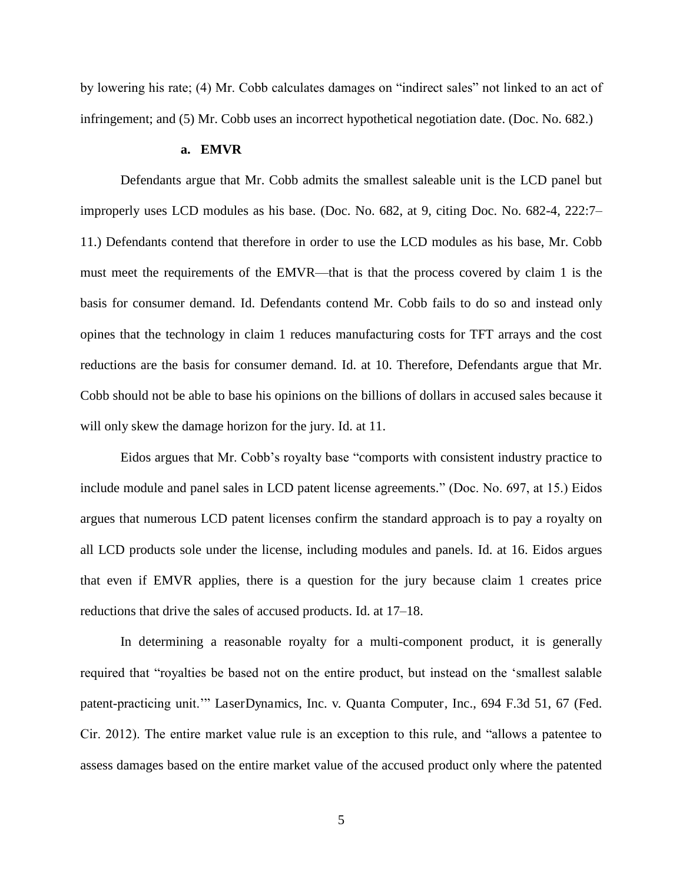by lowering his rate; (4) Mr. Cobb calculates damages on "indirect sales" not linked to an act of infringement; and (5) Mr. Cobb uses an incorrect hypothetical negotiation date. (Doc. No. 682.)

**a. EMVR**

Defendants argue that Mr. Cobb admits the smallest saleable unit is the LCD panel but improperly uses LCD modules as his base. (Doc. No. 682, at 9, citing Doc. No. 682-4, 222:7–11.) Defendants contend that therefore in order to use the LCD modules as his base, Mr. Cobb must meet the requirements of the EMVR—that is that the process covered by claim 1 is the basis for consumer demand. Id. Defendants contend Mr. Cobb fails to do so and instead only opines that the technology in claim 1 reduces manufacturing costs for TFT arrays and the cost reductions are the basis for consumer demand. Id. at 10. Therefore, Defendants argue that Mr. Cobb should not be able to base his opinions on the billions of dollars in accused sales because it will only skew the damage horizon for the jury. Id. at 11.

Eidos argues that Mr. Cobb's royalty base "comports with consistent industry practice to include module and panel sales in LCD patent license agreements." (Doc. No. 697, at 15.) Eidos argues that numerous LCD patent licenses confirm the standard approach is to pay a royalty on all LCD products sole under the license, including modules and panels. Id. at 16. Eidos argues that even if EMVR applies, there is a question for the jury because claim 1 creates price reductions that drive the sales of accused products. Id. at 17–18.

In determining a reasonable royalty for a multi-component product, it is generally required that "royalties be based not on the entire product, but instead on the 'smallest salable patent-practicing unit.'" LaserDynamics, Inc. v. Quanta Computer, Inc., 694 F.3d 51, 67 (Fed. Cir. 2012). The entire market value rule is an exception to this rule, and "allows a patentee to assess damages based on the entire market value of the accused product only where the patented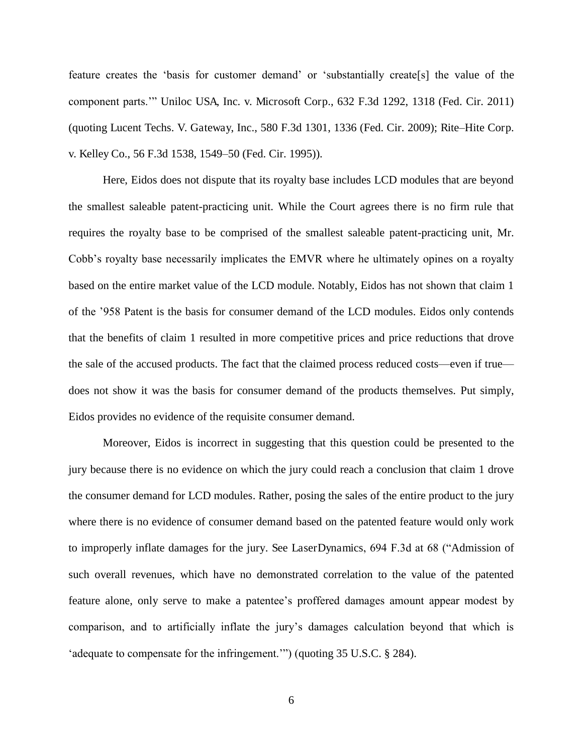feature creates the 'basis for customer demand' or 'substantially create[s] the value of the component parts.'" Uniloc USA, Inc. v. Microsoft Corp., 632 F.3d 1292, 1318 (Fed. Cir. 2011) (quoting Lucent Techs. V. Gateway, Inc., 580 F.3d 1301, 1336 (Fed. Cir. 2009); Rite–Hite Corp. v. Kelley Co., 56 F.3d 1538, 1549–50 (Fed. Cir. 1995)).

Here, Eidos does not dispute that its royalty base includes LCD modules that are beyond the smallest saleable patent-practicing unit. While the Court agrees there is no firm rule that requires the royalty base to be comprised of the smallest saleable patent-practicing unit, Mr. Cobb's royalty base necessarily implicates the EMVR where he ultimately opines on a royalty based on the entire market value of the LCD module. Notably, Eidos has not shown that claim 1 of the '958 Patent is the basis for consumer demand of the LCD modules. Eidos only contends that the benefits of claim 1 resulted in more competitive prices and price reductions that drove the sale of the accused products. The fact that the claimed process reduced costs—even if true—does not show it was the basis for consumer demand of the products themselves. Put simply, Eidos provides no evidence of the requisite consumer demand.

Moreover, Eidos is incorrect in suggesting that this question could be presented to the jury because there is no evidence on which the jury could reach a conclusion that claim 1 drove the consumer demand for LCD modules. Rather, posing the sales of the entire product to the jury where there is no evidence of consumer demand based on the patented feature would only work to improperly inflate damages for the jury. See LaserDynamics, 694 F.3d at 68 ("Admission of such overall revenues, which have no demonstrated correlation to the value of the patented feature alone, only serve to make a patentee's proffered damages amount appear modest by comparison, and to artificially inflate the jury's damages calculation beyond that which is 'adequate to compensate for the infringement.'") (quoting 35 U.S.C. § 284).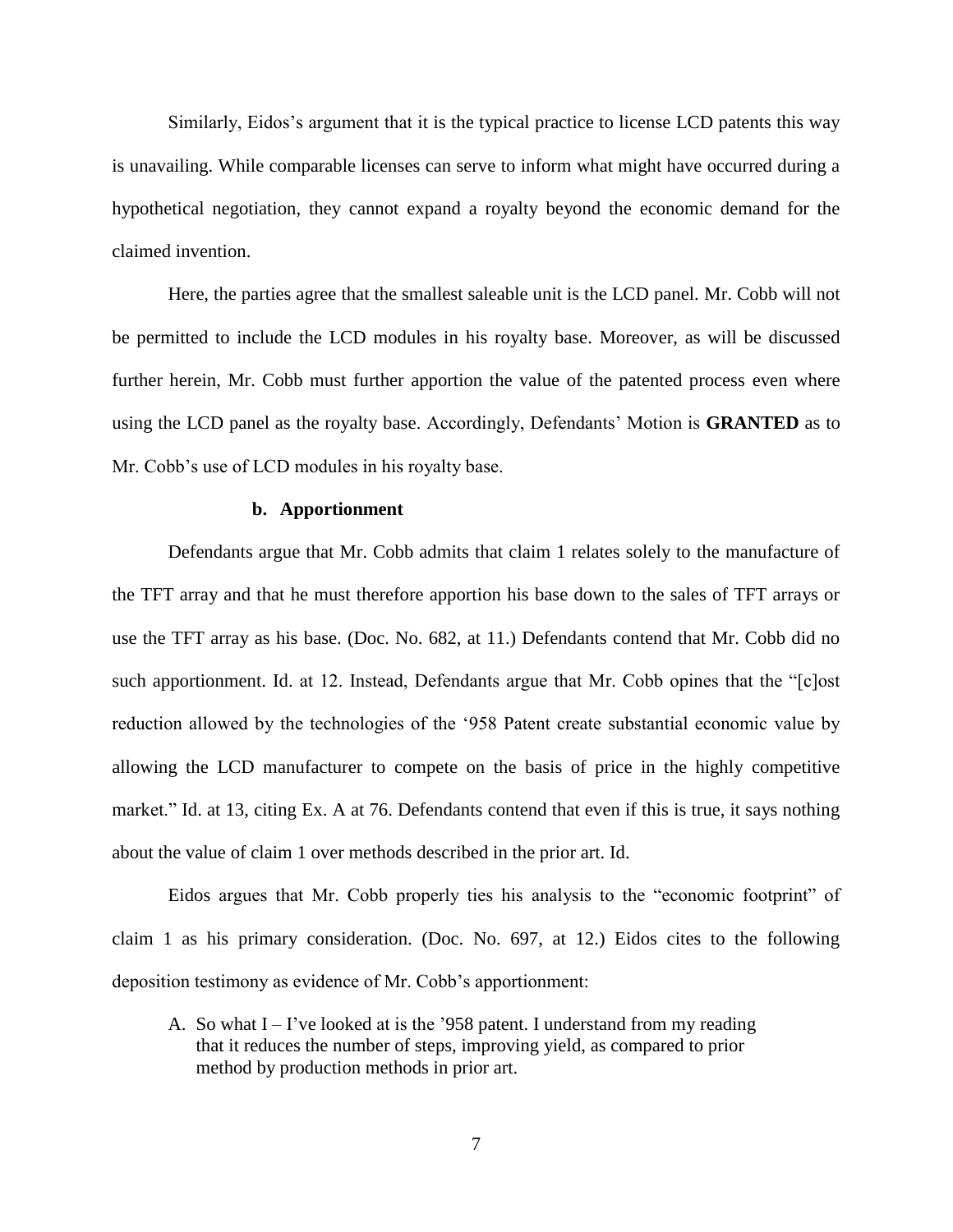Similarly, Eidos's argument that it is the typical practice to license LCD patents this way is unavailing. While comparable licenses can serve to inform what might have occurred during a hypothetical negotiation, they cannot expand a royalty beyond the economic demand for the claimed invention.

Here, the parties agree that the smallest saleable unit is the LCD panel. Mr. Cobb will not be permitted to include the LCD modules in his royalty base. Moreover, as will be discussed further herein, Mr. Cobb must further apportion the value of the patented process even where using the LCD panel as the royalty base. Accordingly, Defendants' Motion is **GRANTED** as to Mr. Cobb's use of LCD modules in his royalty base.

#### b. Apportionment

Defendants argue that Mr. Cobb admits that claim 1 relates solely to the manufacture of the TFT array and that he must therefore apportion his base down to the sales of TFT arrays or use the TFT array as his base. (Doc. No. 682, at 11.) Defendants contend that Mr. Cobb did no such apportionment. Id. at 12. Instead, Defendants argue that Mr. Cobb opines that the "[c]ost reduction allowed by the technologies of the '958 Patent create substantial economic value by allowing the LCD manufacturer to compete on the basis of price in the highly competitive market." Id. at 13, citing Ex. A at 76. Defendants contend that even if this is true, it says nothing about the value of claim 1 over methods described in the prior art. Id.

Eidos argues that Mr. Cobb properly ties his analysis to the "economic footprint" of claim 1 as his primary consideration. (Doc. No. 697, at 12.) Eidos cites to the following deposition testimony as evidence of Mr. Cobb's apportionment:

> A. So what I – I've looked at is the '958 patent. I understand from my reading that it reduces the number of steps, improving yield, as compared to prior method by production methods in prior art.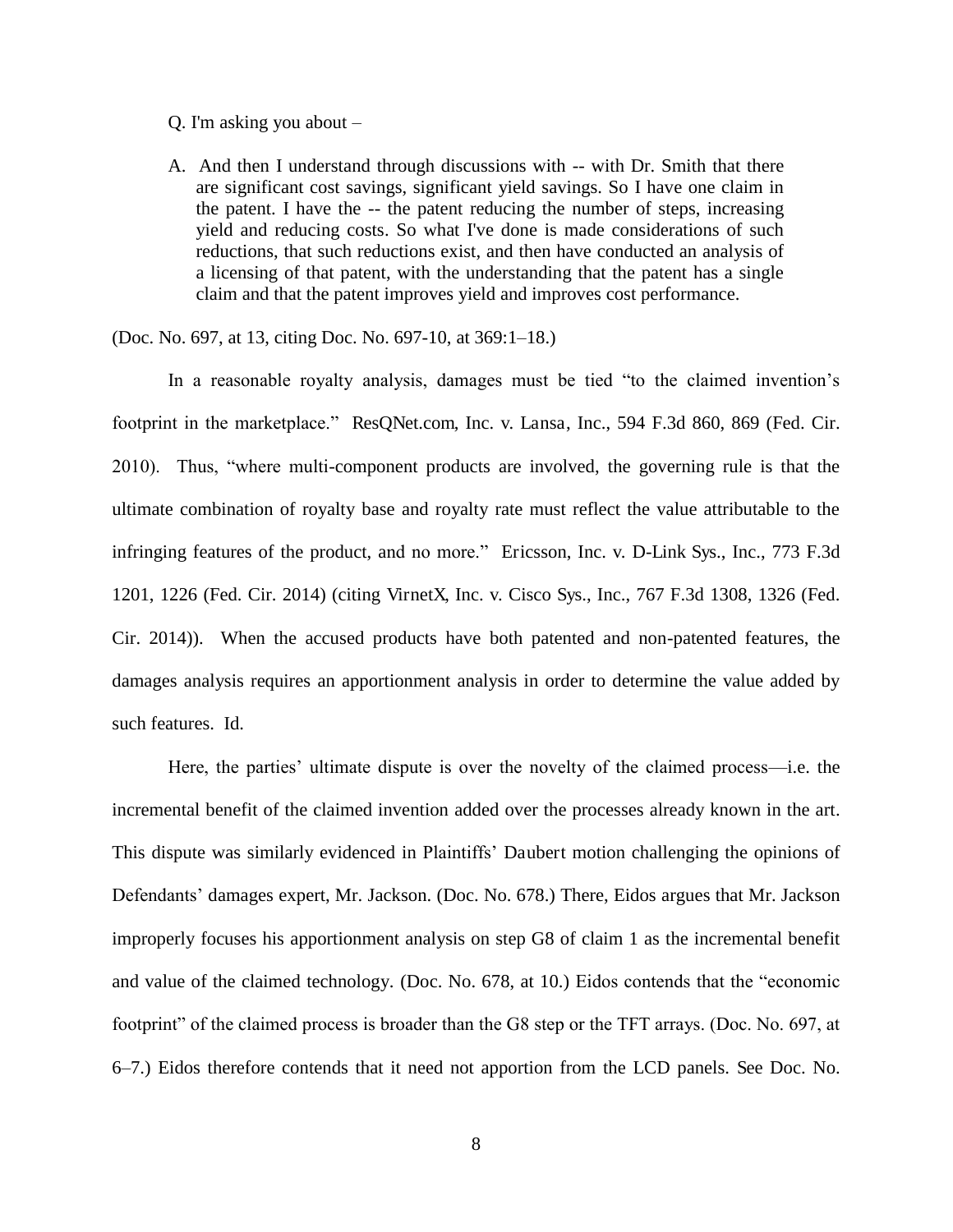Q. I'm asking you about –

> A. And then I understand through discussions with -- with Dr. Smith that there are significant cost savings, significant yield savings. So I have one claim in the patent. I have the -- the patent reducing the number of steps, increasing yield and reducing costs. So what I've done is made considerations of such reductions, that such reductions exist, and then have conducted an analysis of a licensing of that patent, with the understanding that the patent has a single claim and that the patent improves yield and improves cost performance.

(Doc. No. 697, at 13, citing Doc. No. 697-10, at 369:1–18.)

In a reasonable royalty analysis, damages must be tied "to the claimed invention's footprint in the marketplace." ResQNet.com, Inc. v. Lansa, Inc., 594 F.3d 860, 869 (Fed. Cir. 2010). Thus, "where multi-component products are involved, the governing rule is that the ultimate combination of royalty base and royalty rate must reflect the value attributable to the infringing features of the product, and no more." Ericsson, Inc. v. D-Link Sys., Inc., 773 F.3d 1201, 1226 (Fed. Cir. 2014) (citing VirnetX, Inc. v. Cisco Sys., Inc., 767 F.3d 1308, 1326 (Fed. Cir. 2014)). When the accused products have both patented and non-patented features, the damages analysis requires an apportionment analysis in order to determine the value added by such features. Id.

Here, the parties' ultimate dispute is over the novelty of the claimed process—i.e. the incremental benefit of the claimed invention added over the processes already known in the art. This dispute was similarly evidenced in Plaintiffs' Daubert motion challenging the opinions of Defendants' damages expert, Mr. Jackson. (Doc. No. 678.) There, Eidos argues that Mr. Jackson improperly focuses his apportionment analysis on step G8 of claim 1 as the incremental benefit and value of the claimed technology. (Doc. No. 678, at 10.) Eidos contends that the "economic footprint" of the claimed process is broader than the G8 step or the TFT arrays. (Doc. No. 697, at 6–7.) Eidos therefore contends that it need not apportion from the LCD panels. See Doc. No.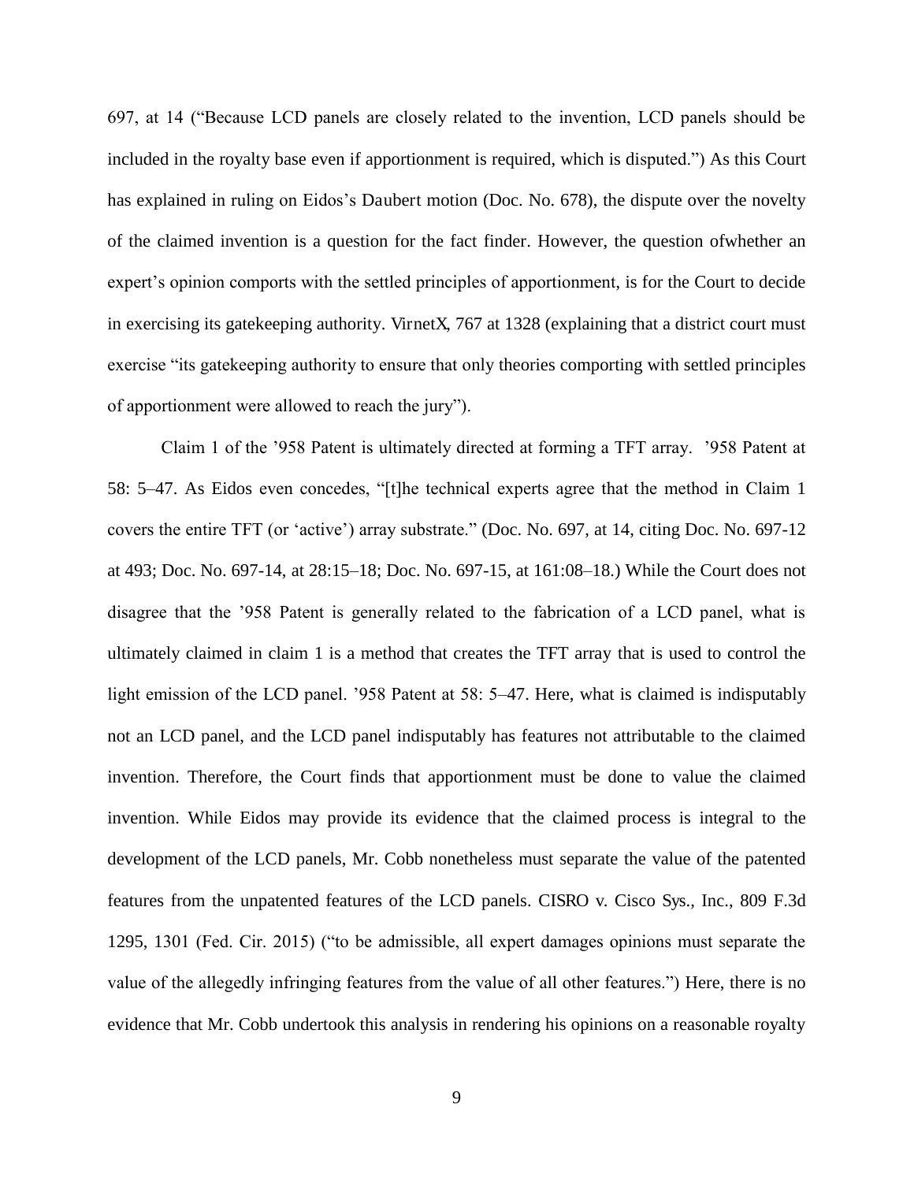697, at 14 ("Because LCD panels are closely related to the invention, LCD panels should be included in the royalty base even if apportionment is required, which is disputed.") As this Court has explained in ruling on Eidos's *Daubert* motion (Doc. No. 678), the dispute over the novelty of the claimed invention is a question for the fact finder. However, the question ofwhether an expert's opinion comports with the settled principles of apportionment, is for the Court to decide in exercising its gatekeeping authority. *VirnetX*, 767 at 1328 (explaining that a district court must exercise "its gatekeeping authority to ensure that only theories comporting with settled principles of apportionment were allowed to reach the jury").

Claim 1 of the '958 Patent is ultimately directed at forming a TFT array. '958 Patent at 58: 5–47. As Eidos even concedes, "[t]he technical experts agree that the method in Claim 1 covers the entire TFT (or 'active') array substrate." (Doc. No. 697, at 14, citing Doc. No. 697-12 at 493; Doc. No. 697-14, at 28:15–18; Doc. No. 697-15, at 161:08–18.) While the Court does not disagree that the '958 Patent is generally related to the fabrication of a LCD panel, what is ultimately claimed in claim 1 is a method that creates the TFT array that is used to control the light emission of the LCD panel. '958 Patent at 58: 5–47. Here, what is claimed is indisputably not an LCD panel, and the LCD panel indisputably has features not attributable to the claimed invention. Therefore, the Court finds that apportionment must be done to value the claimed invention. While Eidos may provide its evidence that the claimed process is integral to the development of the LCD panels, Mr. Cobb nonetheless must separate the value of the patented features from the unpatented features of the LCD panels. *CISRO v. Cisco Sys., Inc.*, 809 F.3d 1295, 1301 (Fed. Cir. 2015) ("to be admissible, all expert damages opinions must separate the value of the allegedly infringing features from the value of all other features.") Here, there is no evidence that Mr. Cobb undertook this analysis in rendering his opinions on a reasonable royalty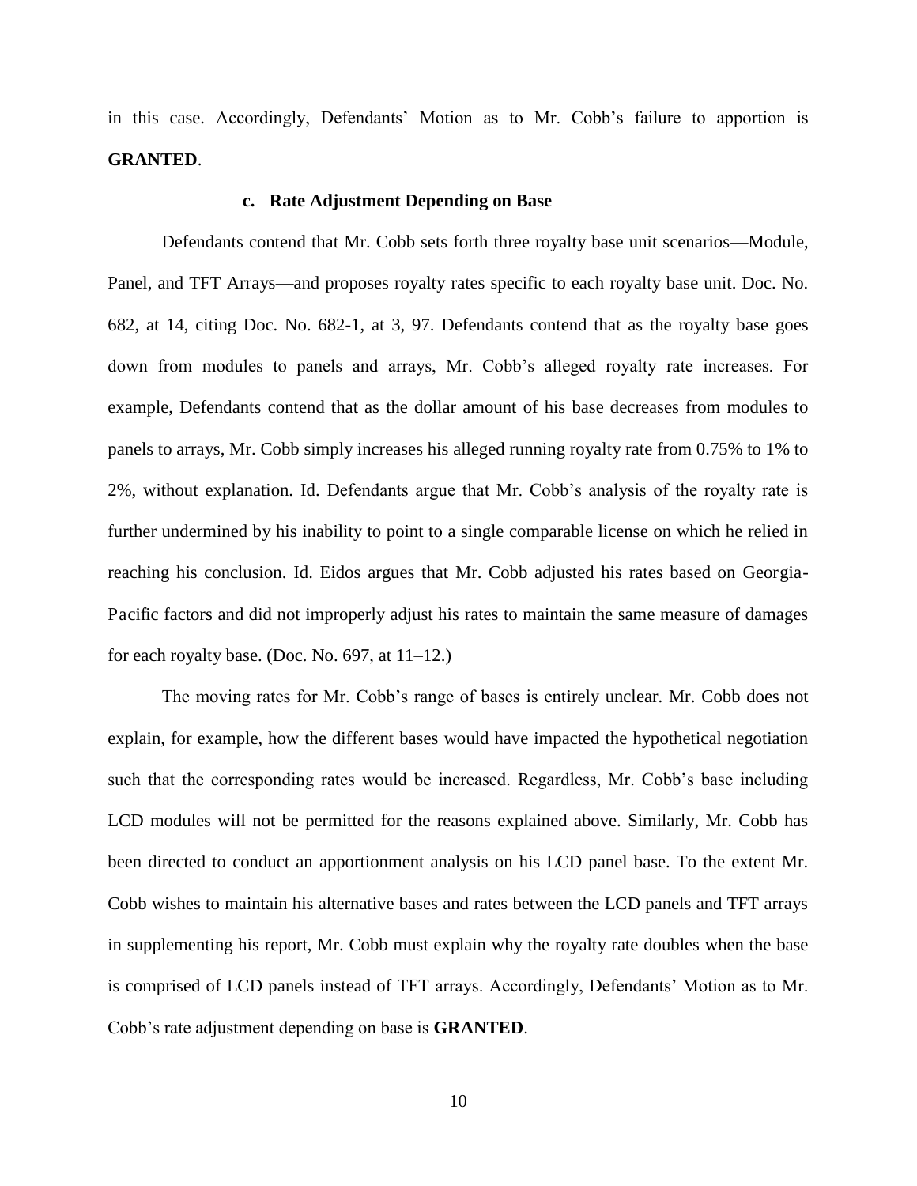in this case. Accordingly, Defendants' Motion as to Mr. Cobb's failure to apportion is **GRANTED**.

#### c. Rate Adjustment Depending on Base

Defendants contend that Mr. Cobb sets forth three royalty base unit scenarios—Module, Panel, and TFT Arrays—and proposes royalty rates specific to each royalty base unit. Doc. No. 682, at 14, citing Doc. No. 682-1, at 3, 97. Defendants contend that as the royalty base goes down from modules to panels and arrays, Mr. Cobb's alleged royalty rate increases. For example, Defendants contend that as the dollar amount of his base decreases from modules to panels to arrays, Mr. Cobb simply increases his alleged running royalty rate from 0.75% to 1% to 2%, without explanation. Id. Defendants argue that Mr. Cobb's analysis of the royalty rate is further undermined by his inability to point to a single comparable license on which he relied in reaching his conclusion. Id. Eidos argues that Mr. Cobb adjusted his rates based on Georgia-Pacific factors and did not improperly adjust his rates to maintain the same measure of damages for each royalty base. (Doc. No. 697, at 11–12.)

The moving rates for Mr. Cobb's range of bases is entirely unclear. Mr. Cobb does not explain, for example, how the different bases would have impacted the hypothetical negotiation such that the corresponding rates would be increased. Regardless, Mr. Cobb's base including LCD modules will not be permitted for the reasons explained above. Similarly, Mr. Cobb has been directed to conduct an apportionment analysis on his LCD panel base. To the extent Mr. Cobb wishes to maintain his alternative bases and rates between the LCD panels and TFT arrays in supplementing his report, Mr. Cobb must explain why the royalty rate doubles when the base is comprised of LCD panels instead of TFT arrays. Accordingly, Defendants' Motion as to Mr. Cobb's rate adjustment depending on base is **GRANTED**.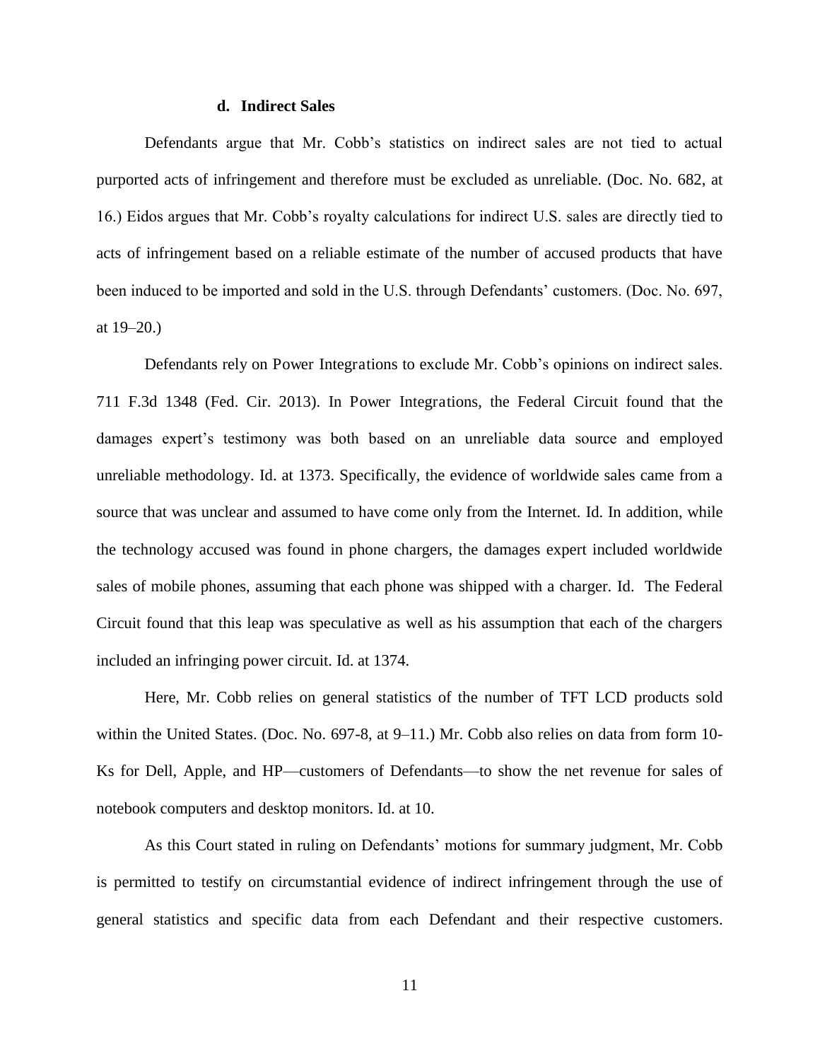#### d. Indirect Sales

Defendants argue that Mr. Cobb's statistics on indirect sales are not tied to actual purported acts of infringement and therefore must be excluded as unreliable. (Doc. No. 682, at 16.) Eidos argues that Mr. Cobb's royalty calculations for indirect U.S. sales are directly tied to acts of infringement based on a reliable estimate of the number of accused products that have been induced to be imported and sold in the U.S. through Defendants' customers. (Doc. No. 697, at 19–20.)

Defendants rely on Power Integrations to exclude Mr. Cobb's opinions on indirect sales. 711 F.3d 1348 (Fed. Cir. 2013). In Power Integrations, the Federal Circuit found that the damages expert's testimony was both based on an unreliable data source and employed unreliable methodology. Id. at 1373. Specifically, the evidence of worldwide sales came from a source that was unclear and assumed to have come only from the Internet. Id. In addition, while the technology accused was found in phone chargers, the damages expert included worldwide sales of mobile phones, assuming that each phone was shipped with a charger. Id. The Federal Circuit found that this leap was speculative as well as his assumption that each of the chargers included an infringing power circuit. Id. at 1374.

Here, Mr. Cobb relies on general statistics of the number of TFT LCD products sold within the United States. (Doc. No. 697-8, at 9–11.) Mr. Cobb also relies on data from form 10-Ks for Dell, Apple, and HP—customers of Defendants—to show the net revenue for sales of notebook computers and desktop monitors. Id. at 10.

As this Court stated in ruling on Defendants' motions for summary judgment, Mr. Cobb is permitted to testify on circumstantial evidence of indirect infringement through the use of general statistics and specific data from each Defendant and their respective customers.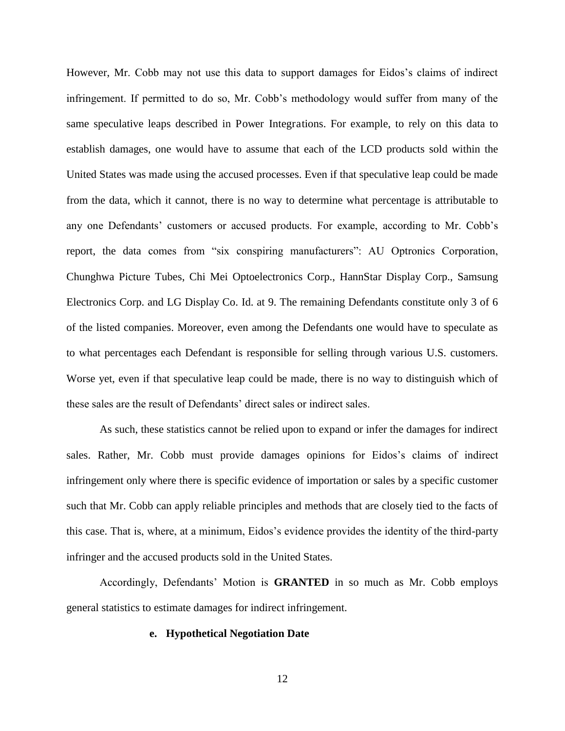However, Mr. Cobb may not use this data to support damages for Eidos's claims of indirect infringement. If permitted to do so, Mr. Cobb's methodology would suffer from many of the same speculative leaps described in Power Integrations. For example, to rely on this data to establish damages, one would have to assume that each of the LCD products sold within the United States was made using the accused processes. Even if that speculative leap could be made from the data, which it cannot, there is no way to determine what percentage is attributable to any one Defendants' customers or accused products. For example, according to Mr. Cobb's report, the data comes from "six conspiring manufacturers": AU Optronics Corporation, Chunghwa Picture Tubes, Chi Mei Optoelectronics Corp., HannStar Display Corp., Samsung Electronics Corp. and LG Display Co. Id. at 9. The remaining Defendants constitute only 3 of 6 of the listed companies. Moreover, even among the Defendants one would have to speculate as to what percentages each Defendant is responsible for selling through various U.S. customers. Worse yet, even if that speculative leap could be made, there is no way to distinguish which of these sales are the result of Defendants' direct sales or indirect sales.

As such, these statistics cannot be relied upon to expand or infer the damages for indirect sales. Rather, Mr. Cobb must provide damages opinions for Eidos's claims of indirect infringement only where there is specific evidence of importation or sales by a specific customer such that Mr. Cobb can apply reliable principles and methods that are closely tied to the facts of this case. That is, where, at a minimum, Eidos's evidence provides the identity of the third-party infringer and the accused products sold in the United States.

Accordingly, Defendants' Motion is **GRANTED** in so much as Mr. Cobb employs general statistics to estimate damages for indirect infringement.

#### e. Hypothetical Negotiation Date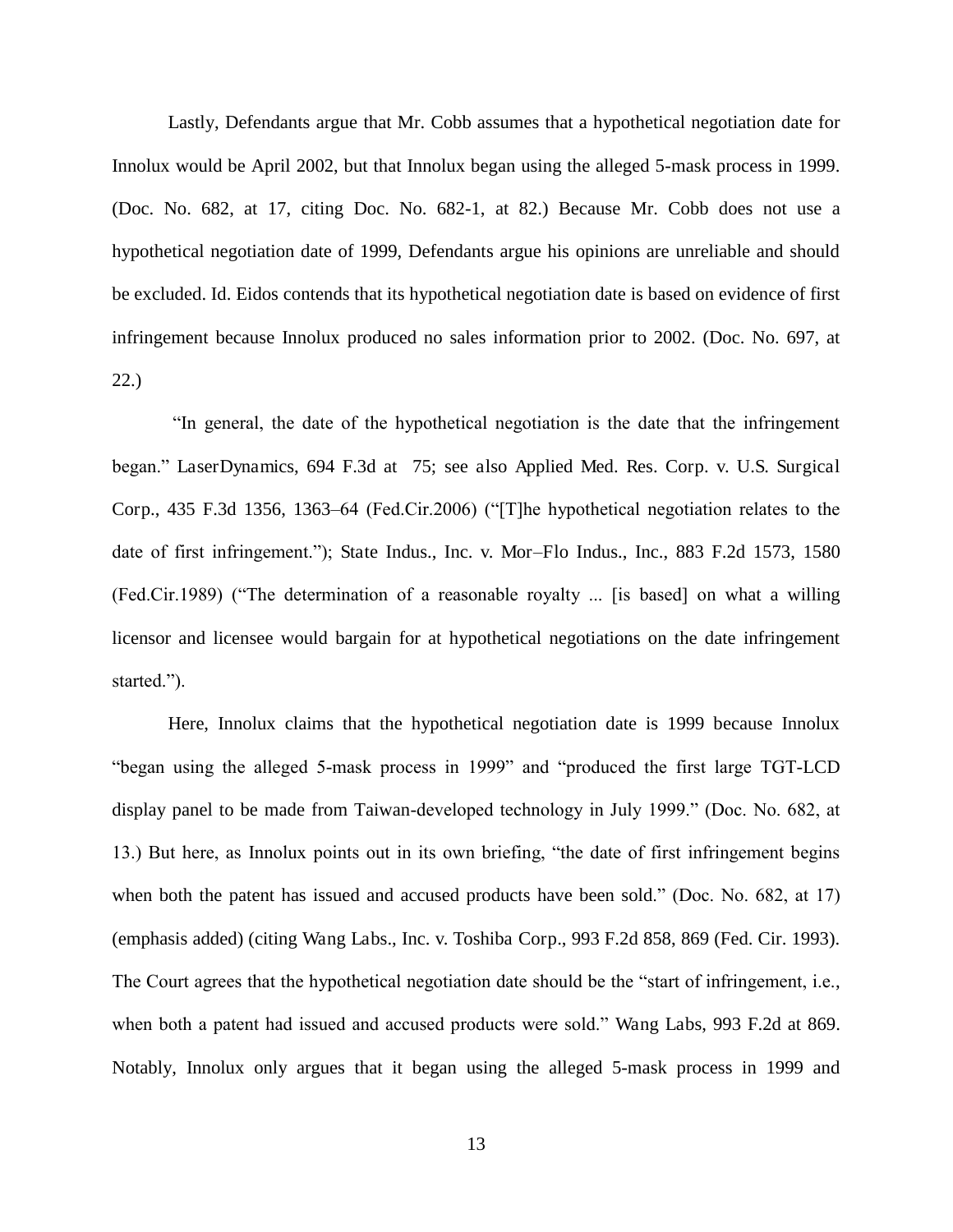Lastly, Defendants argue that Mr. Cobb assumes that a hypothetical negotiation date for Innolux would be April 2002, but that Innolux began using the alleged 5-mask process in 1999. (Doc. No. 682, at 17, citing Doc. No. 682-1, at 82.) Because Mr. Cobb does not use a hypothetical negotiation date of 1999, Defendants argue his opinions are unreliable and should be excluded. Id. Eidos contends that its hypothetical negotiation date is based on evidence of first infringement because Innolux produced no sales information prior to 2002. (Doc. No. 697, at 22.)

"In general, the date of the hypothetical negotiation is the date that the infringement began." LaserDynamics, 694 F.3d at 75; see also Applied Med. Res. Corp. v. U.S. Surgical Corp., 435 F.3d 1356, 1363–64 (Fed.Cir.2006) ("[T]he hypothetical negotiation relates to the date of first infringement."); State Indus., Inc. v. Mor–Flo Indus., Inc., 883 F.2d 1573, 1580 (Fed.Cir.1989) ("The determination of a reasonable royalty ... [is based] on what a willing licensor and licensee would bargain for at hypothetical negotiations on the date infringement started.").

Here, Innolux claims that the hypothetical negotiation date is 1999 because Innolux "began using the alleged 5-mask process in 1999" and "produced the first large TGT-LCD display panel to be made from Taiwan-developed technology in July 1999." (Doc. No. 682, at 13.) But here, as Innolux points out in its own briefing, "the date of first infringement begins when both the patent has issued and accused products have been sold." (Doc. No. 682, at 17) (emphasis added) (citing Wang Labs., Inc. v. Toshiba Corp., 993 F.2d 858, 869 (Fed. Cir. 1993). The Court agrees that the hypothetical negotiation date should be the "start of infringement, i.e., when both a patent had issued and accused products were sold." Wang Labs, 993 F.2d at 869. Notably, Innolux only argues that it began using the alleged 5-mask process in 1999 and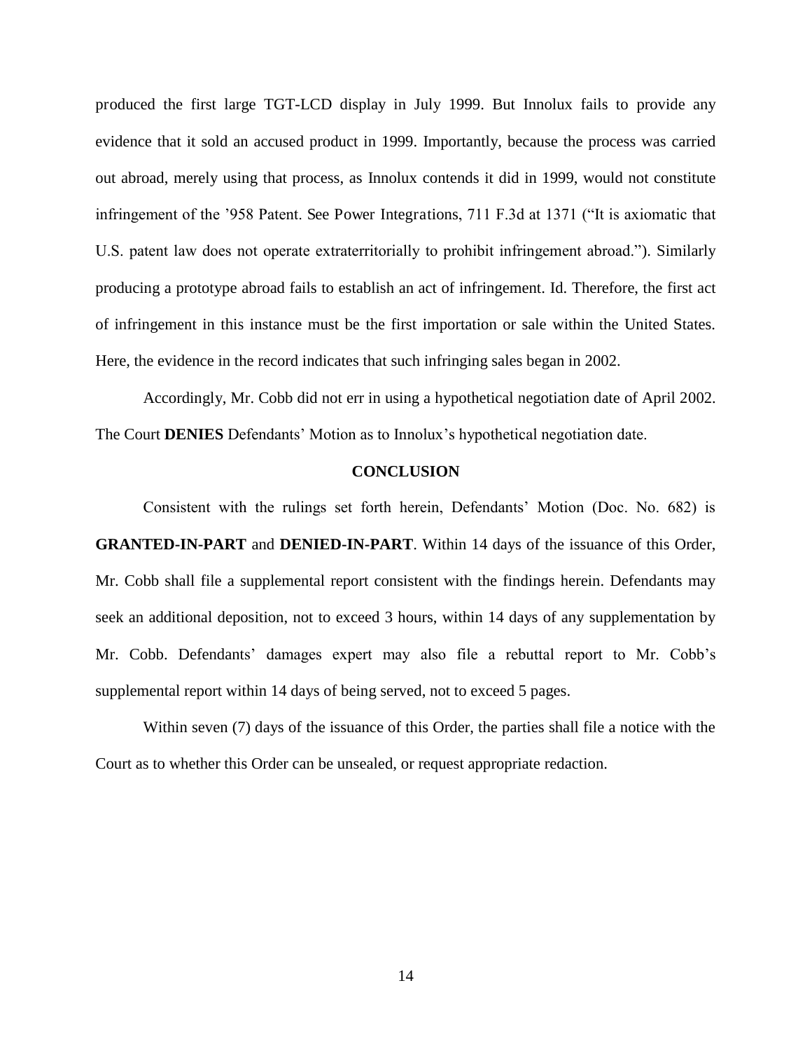produced the first large TGT-LCD display in July 1999. But Innolux fails to provide any evidence that it sold an accused product in 1999. Importantly, because the process was carried out abroad, merely using that process, as Innolux contends it did in 1999, would not constitute infringement of the '958 Patent. See Power Integrations, 711 F.3d at 1371 ("It is axiomatic that U.S. patent law does not operate extraterritorially to prohibit infringement abroad."). Similarly producing a prototype abroad fails to establish an act of infringement. Id. Therefore, the first act of infringement in this instance must be the first importation or sale within the United States. Here, the evidence in the record indicates that such infringing sales began in 2002.

Accordingly, Mr. Cobb did not err in using a hypothetical negotiation date of April 2002. The Court **DENIES** Defendants' Motion as to Innolux's hypothetical negotiation date.

## CONCLUSION

Consistent with the rulings set forth herein, Defendants' Motion (Doc. No. 682) is **GRANTED-IN-PART** and **DENIED-IN-PART**. Within 14 days of the issuance of this Order, Mr. Cobb shall file a supplemental report consistent with the findings herein. Defendants may seek an additional deposition, not to exceed 3 hours, within 14 days of any supplementation by Mr. Cobb. Defendants' damages expert may also file a rebuttal report to Mr. Cobb's supplemental report within 14 days of being served, not to exceed 5 pages.

Within seven (7) days of the issuance of this Order, the parties shall file a notice with the Court as to whether this Order can be unsealed, or request appropriate redaction.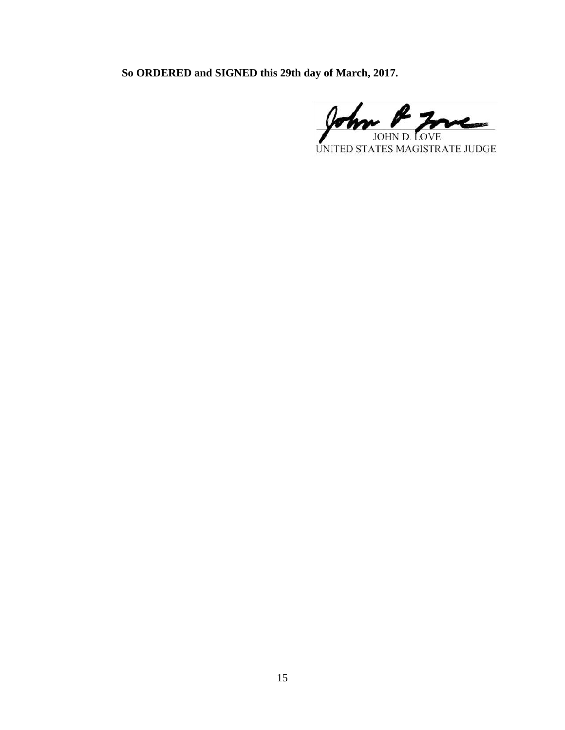**So ORDERED and SIGNED this 29th day of March, 2017.**

JOHN D. LOVE
UNITED STATES MAGISTRATE JUDGE